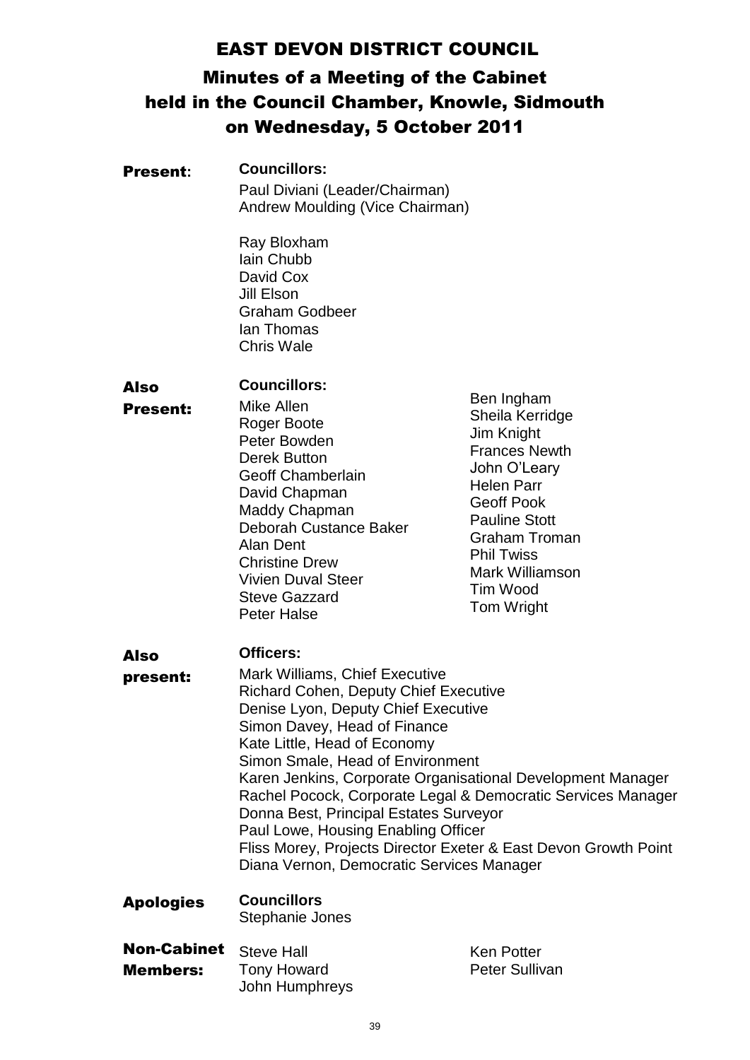# EAST DEVON DISTRICT COUNCIL

## Minutes of a Meeting of the Cabinet held in the Council Chamber, Knowle, Sidmouth on Wednesday, 5 October 2011

**Present:**

**Councillors:**

Paul Diviani (Leader/Chairman)
Andrew Moulding (Vice Chairman)

Ray Bloxham
Iain Chubb
David Cox
Jill Elson
Graham Godbeer
Ian Thomas
Chris Wale

**Also Present:**

**Councillors:**

Mike Allen
Roger Boote
Peter Bowden
Derek Button
Geoff Chamberlain
David Chapman
Maddy Chapman
Deborah Custance Baker
Alan Dent
Christine Drew
Vivien Duval Steer
Steve Gazzard
Peter Halse
Ben Ingham
Sheila Kerridge
Jim Knight
Frances Newth
John O'Leary
Helen Parr
Geoff Pook
Pauline Stott
Graham Troman
Phil Twiss
Mark Williamson
Tim Wood
Tom Wright

**Also present:**

**Officers:**

Mark Williams, Chief Executive
Richard Cohen, Deputy Chief Executive
Denise Lyon, Deputy Chief Executive
Simon Davey, Head of Finance
Kate Little, Head of Economy
Simon Smale, Head of Environment
Karen Jenkins, Corporate Organisational Development Manager
Rachel Pocock, Corporate Legal & Democratic Services Manager
Donna Best, Principal Estates Surveyor
Paul Lowe, Housing Enabling Officer
Fliss Morey, Projects Director Exeter & East Devon Growth Point
Diana Vernon, Democratic Services Manager

**Apologies**

**Councillors**
Stephanie Jones

**Non-Cabinet Members:**

Steve Hall
Tony Howard
John Humphreys
Ken Potter
Peter Sullivan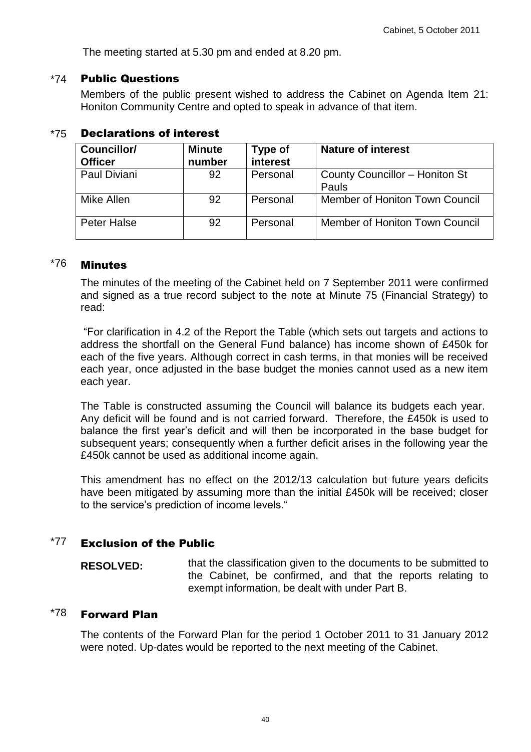The meeting started at 5.30 pm and ended at 8.20 pm.

## *74 Public Questions

Members of the public present wished to address the Cabinet on Agenda Item 21: Honiton Community Centre and opted to speak in advance of that item.

## *75 Declarations of interest

| Councillor/ Officer | Minute number | Type of interest | Nature of interest |
|---|---|---|---|
| Paul Diviani | 92 | Personal | County Councillor – Honiton St Pauls |
| Mike Allen | 92 | Personal | Member of Honiton Town Council |
| Peter Halse | 92 | Personal | Member of Honiton Town Council |

## *76 Minutes

The minutes of the meeting of the Cabinet held on 7 September 2011 were confirmed and signed as a true record subject to the note at Minute 75 (Financial Strategy) to read:

"For clarification in 4.2 of the Report the Table (which sets out targets and actions to address the shortfall on the General Fund balance) has income shown of £450k for each of the five years. Although correct in cash terms, in that monies will be received each year, once adjusted in the base budget the monies cannot used as a new item each year.

The Table is constructed assuming the Council will balance its budgets each year. Any deficit will be found and is not carried forward. Therefore, the £450k is used to balance the first year's deficit and will then be incorporated in the base budget for subsequent years; consequently when a further deficit arises in the following year the £450k cannot be used as additional income again.

This amendment has no effect on the 2012/13 calculation but future years deficits have been mitigated by assuming more than the initial £450k will be received; closer to the service's prediction of income levels."

## *77 Exclusion of the Public

**RESOLVED:** that the classification given to the documents to be submitted to the Cabinet, be confirmed, and that the reports relating to exempt information, be dealt with under Part B.

## *78 Forward Plan

The contents of the Forward Plan for the period 1 October 2011 to 31 January 2012 were noted. Up-dates would be reported to the next meeting of the Cabinet.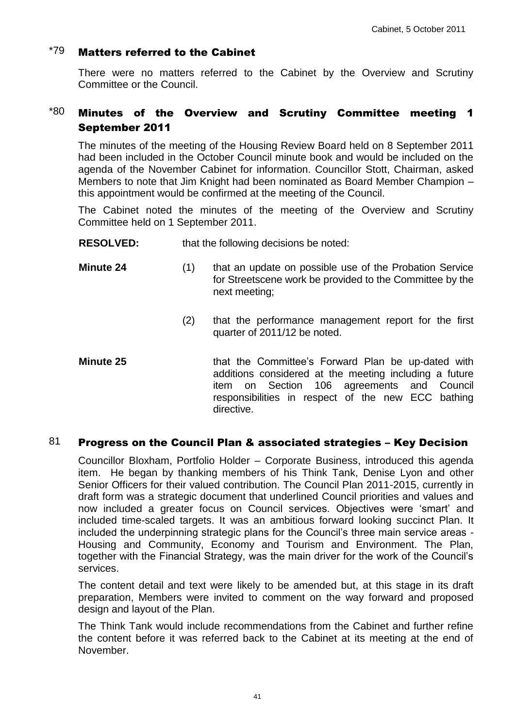## \*79 Matters referred to the Cabinet

There were no matters referred to the Cabinet by the Overview and Scrutiny Committee or the Council.

## \*80 Minutes of the Overview and Scrutiny Committee meeting 1 September 2011

The minutes of the meeting of the Housing Review Board held on 8 September 2011 had been included in the October Council minute book and would be included on the agenda of the November Cabinet for information. Councillor Stott, Chairman, asked Members to note that Jim Knight had been nominated as Board Member Champion – this appointment would be confirmed at the meeting of the Council.

The Cabinet noted the minutes of the meeting of the Overview and Scrutiny Committee held on 1 September 2011.

**RESOLVED:** that the following decisions be noted:

**Minute 24**

(1) that an update on possible use of the Probation Service for Streetscene work be provided to the Committee by the next meeting;

(2) that the performance management report for the first quarter of 2011/12 be noted.

**Minute 25**

that the Committee's Forward Plan be up-dated with additions considered at the meeting including a future item on Section 106 agreements and Council responsibilities in respect of the new ECC bathing directive.

## 81 Progress on the Council Plan & associated strategies – Key Decision

Councillor Bloxham, Portfolio Holder – Corporate Business, introduced this agenda item. He began by thanking members of his Think Tank, Denise Lyon and other Senior Officers for their valued contribution. The Council Plan 2011-2015, currently in draft form was a strategic document that underlined Council priorities and values and now included a greater focus on Council services. Objectives were 'smart' and included time-scaled targets. It was an ambitious forward looking succinct Plan. It included the underpinning strategic plans for the Council's three main service areas - Housing and Community, Economy and Tourism and Environment. The Plan, together with the Financial Strategy, was the main driver for the work of the Council's services.

The content detail and text were likely to be amended but, at this stage in its draft preparation, Members were invited to comment on the way forward and proposed design and layout of the Plan.

The Think Tank would include recommendations from the Cabinet and further refine the content before it was referred back to the Cabinet at its meeting at the end of November.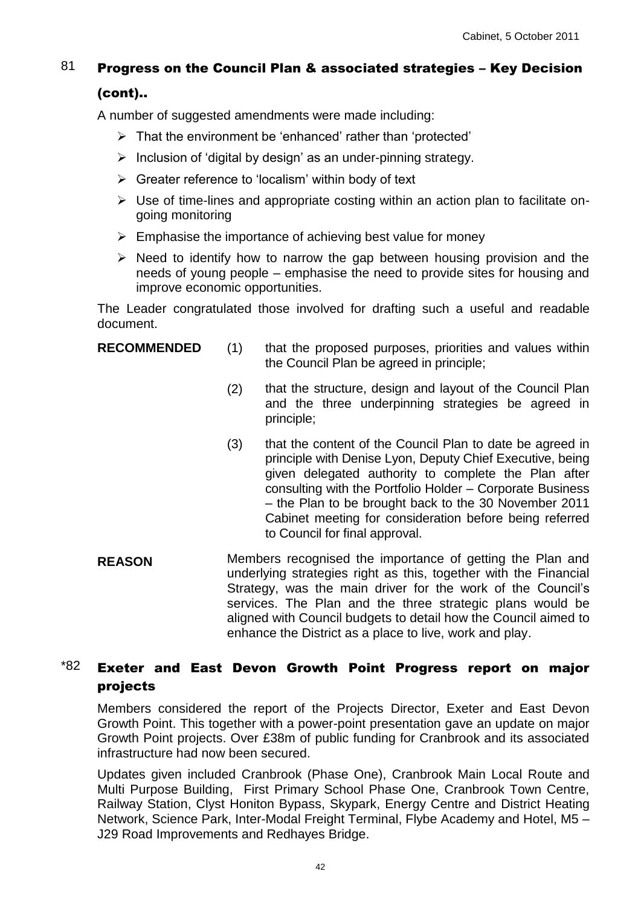## 81 Progress on the Council Plan & associated strategies – Key Decision (cont)..

A number of suggested amendments were made including:

- That the environment be 'enhanced' rather than 'protected'
- Inclusion of 'digital by design' as an under-pinning strategy.
- Greater reference to 'localism' within body of text
- Use of time-lines and appropriate costing within an action plan to facilitate on-going monitoring
- Emphasise the importance of achieving best value for money
- Need to identify how to narrow the gap between housing provision and the needs of young people – emphasise the need to provide sites for housing and improve economic opportunities.

The Leader congratulated those involved for drafting such a useful and readable document.

**RECOMMENDED**

(1) that the proposed purposes, priorities and values within the Council Plan be agreed in principle;

(2) that the structure, design and layout of the Council Plan and the three underpinning strategies be agreed in principle;

(3) that the content of the Council Plan to date be agreed in principle with Denise Lyon, Deputy Chief Executive, being given delegated authority to complete the Plan after consulting with the Portfolio Holder – Corporate Business – the Plan to be brought back to the 30 November 2011 Cabinet meeting for consideration before being referred to Council for final approval.

**REASON**

Members recognised the importance of getting the Plan and underlying strategies right as this, together with the Financial Strategy, was the main driver for the work of the Council's services. The Plan and the three strategic plans would be aligned with Council budgets to detail how the Council aimed to enhance the District as a place to live, work and play.

## *82 Exeter and East Devon Growth Point Progress report on major projects

Members considered the report of the Projects Director, Exeter and East Devon Growth Point. This together with a power-point presentation gave an update on major Growth Point projects. Over £38m of public funding for Cranbrook and its associated infrastructure had now been secured.

Updates given included Cranbrook (Phase One), Cranbrook Main Local Route and Multi Purpose Building, First Primary School Phase One, Cranbrook Town Centre, Railway Station, Clyst Honiton Bypass, Skypark, Energy Centre and District Heating Network, Science Park, Inter-Modal Freight Terminal, Flybe Academy and Hotel, M5 – J29 Road Improvements and Redhayes Bridge.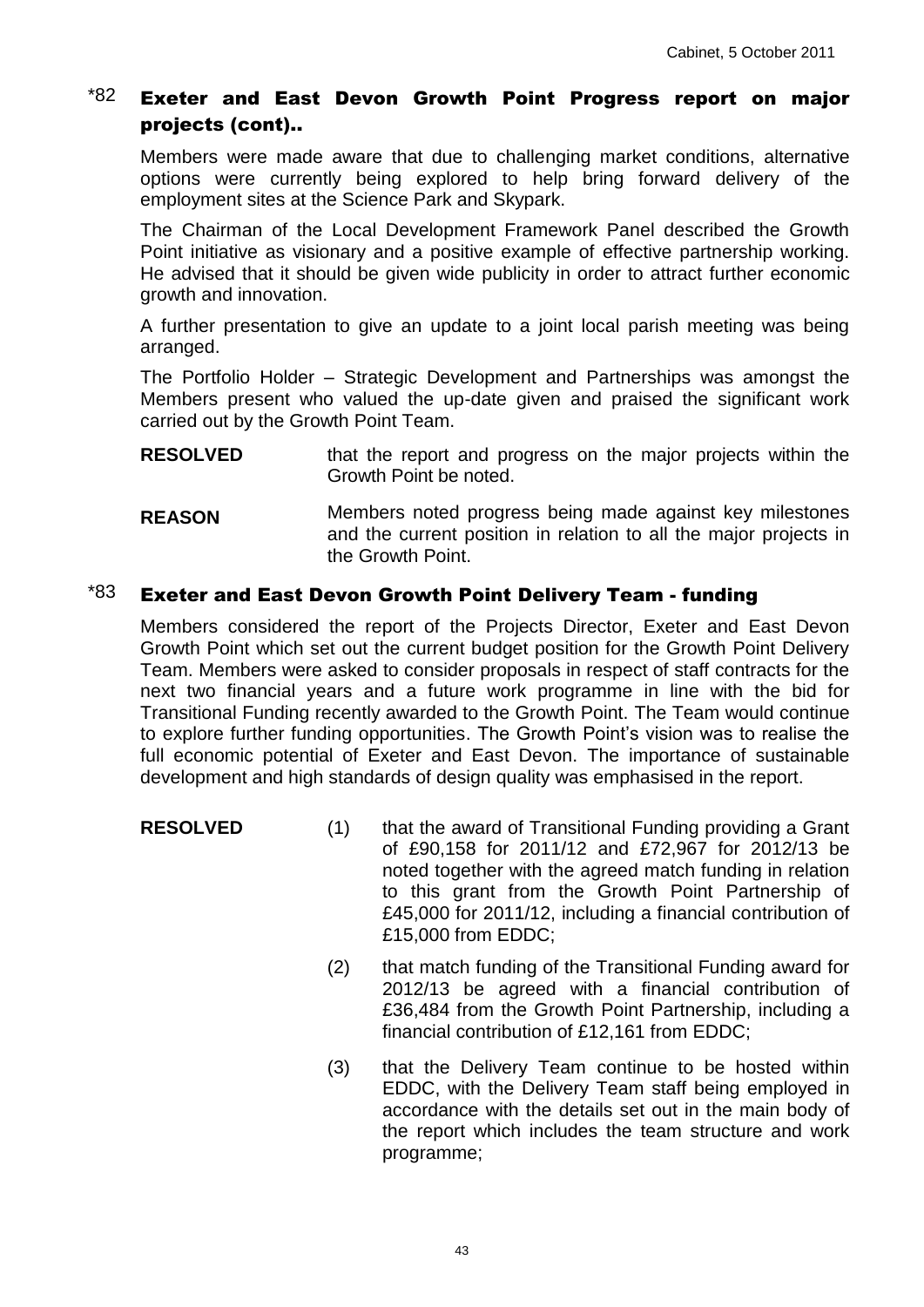## *82 Exeter and East Devon Growth Point Progress report on major projects (cont)..

Members were made aware that due to challenging market conditions, alternative options were currently being explored to help bring forward delivery of the employment sites at the Science Park and Skypark.

The Chairman of the Local Development Framework Panel described the Growth Point initiative as visionary and a positive example of effective partnership working. He advised that it should be given wide publicity in order to attract further economic growth and innovation.

A further presentation to give an update to a joint local parish meeting was being arranged.

The Portfolio Holder – Strategic Development and Partnerships was amongst the Members present who valued the up-date given and praised the significant work carried out by the Growth Point Team.

**RESOLVED** that the report and progress on the major projects within the Growth Point be noted.

**REASON** Members noted progress being made against key milestones and the current position in relation to all the major projects in the Growth Point.

## *83 Exeter and East Devon Growth Point Delivery Team - funding

Members considered the report of the Projects Director, Exeter and East Devon Growth Point which set out the current budget position for the Growth Point Delivery Team. Members were asked to consider proposals in respect of staff contracts for the next two financial years and a future work programme in line with the bid for Transitional Funding recently awarded to the Growth Point. The Team would continue to explore further funding opportunities. The Growth Point's vision was to realise the full economic potential of Exeter and East Devon. The importance of sustainable development and high standards of design quality was emphasised in the report.

**RESOLVED**

(1) that the award of Transitional Funding providing a Grant of £90,158 for 2011/12 and £72,967 for 2012/13 be noted together with the agreed match funding in relation to this grant from the Growth Point Partnership of £45,000 for 2011/12, including a financial contribution of £15,000 from EDDC;

(2) that match funding of the Transitional Funding award for 2012/13 be agreed with a financial contribution of £36,484 from the Growth Point Partnership, including a financial contribution of £12,161 from EDDC;

(3) that the Delivery Team continue to be hosted within EDDC, with the Delivery Team staff being employed in accordance with the details set out in the main body of the report which includes the team structure and work programme;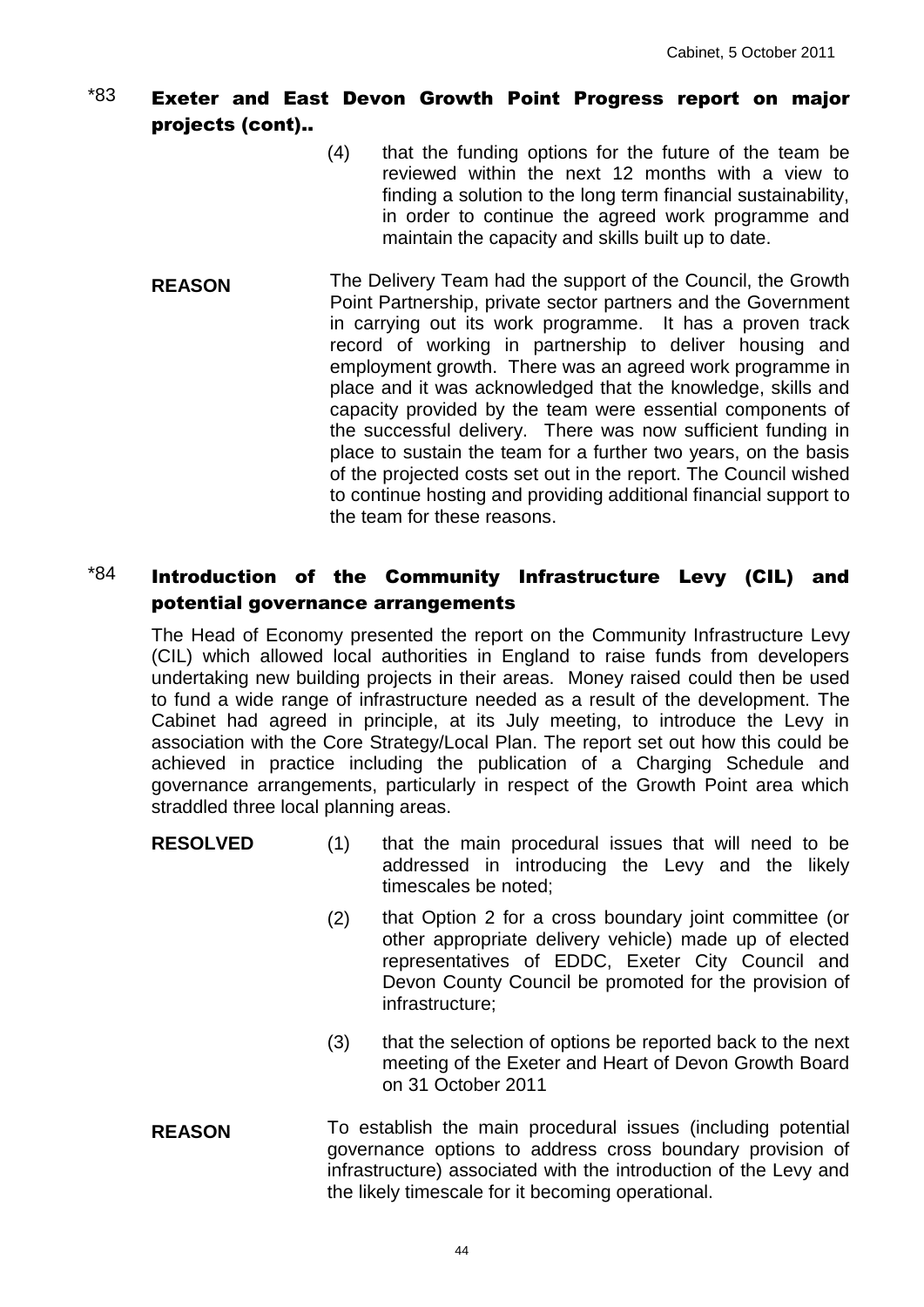## *83 Exeter and East Devon Growth Point Progress report on major projects (cont)..

(4) that the funding options for the future of the team be reviewed within the next 12 months with a view to finding a solution to the long term financial sustainability, in order to continue the agreed work programme and maintain the capacity and skills built up to date.

**REASON** The Delivery Team had the support of the Council, the Growth Point Partnership, private sector partners and the Government in carrying out its work programme. It has a proven track record of working in partnership to deliver housing and employment growth. There was an agreed work programme in place and it was acknowledged that the knowledge, skills and capacity provided by the team were essential components of the successful delivery. There was now sufficient funding in place to sustain the team for a further two years, on the basis of the projected costs set out in the report. The Council wished to continue hosting and providing additional financial support to the team for these reasons.

## *84 Introduction of the Community Infrastructure Levy (CIL) and potential governance arrangements

The Head of Economy presented the report on the Community Infrastructure Levy (CIL) which allowed local authorities in England to raise funds from developers undertaking new building projects in their areas. Money raised could then be used to fund a wide range of infrastructure needed as a result of the development. The Cabinet had agreed in principle, at its July meeting, to introduce the Levy in association with the Core Strategy/Local Plan. The report set out how this could be achieved in practice including the publication of a Charging Schedule and governance arrangements, particularly in respect of the Growth Point area which straddled three local planning areas.

**RESOLVED**

(1) that the main procedural issues that will need to be addressed in introducing the Levy and the likely timescales be noted;

(2) that Option 2 for a cross boundary joint committee (or other appropriate delivery vehicle) made up of elected representatives of EDDC, Exeter City Council and Devon County Council be promoted for the provision of infrastructure;

(3) that the selection of options be reported back to the next meeting of the Exeter and Heart of Devon Growth Board on 31 October 2011

**REASON** To establish the main procedural issues (including potential governance options to address cross boundary provision of infrastructure) associated with the introduction of the Levy and the likely timescale for it becoming operational.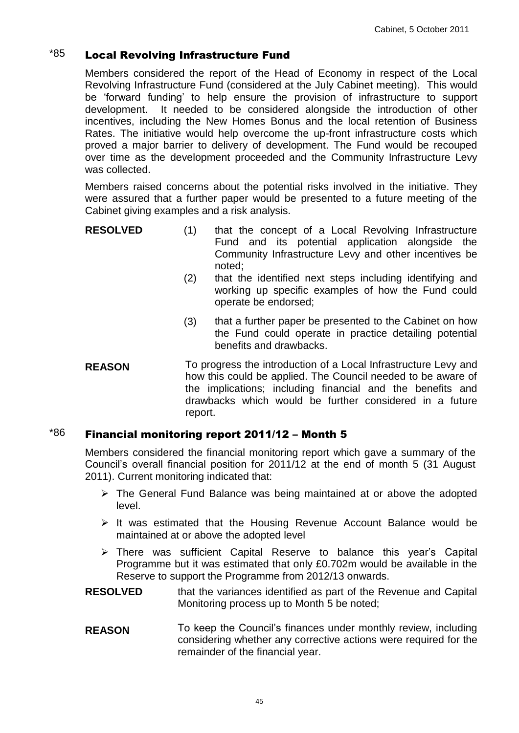## *85 Local Revolving Infrastructure Fund

Members considered the report of the Head of Economy in respect of the Local Revolving Infrastructure Fund (considered at the July Cabinet meeting). This would be 'forward funding' to help ensure the provision of infrastructure to support development. It needed to be considered alongside the introduction of other incentives, including the New Homes Bonus and the local retention of Business Rates. The initiative would help overcome the up-front infrastructure costs which proved a major barrier to delivery of development. The Fund would be recouped over time as the development proceeded and the Community Infrastructure Levy was collected.

Members raised concerns about the potential risks involved in the initiative. They were assured that a further paper would be presented to a future meeting of the Cabinet giving examples and a risk analysis.

**RESOLVED**

(1) that the concept of a Local Revolving Infrastructure Fund and its potential application alongside the Community Infrastructure Levy and other incentives be noted;

(2) that the identified next steps including identifying and working up specific examples of how the Fund could operate be endorsed;

(3) that a further paper be presented to the Cabinet on how the Fund could operate in practice detailing potential benefits and drawbacks.

**REASON**

To progress the introduction of a Local Infrastructure Levy and how this could be applied. The Council needed to be aware of the implications; including financial and the benefits and drawbacks which would be further considered in a future report.

## *86 Financial monitoring report 2011/12 – Month 5

Members considered the financial monitoring report which gave a summary of the Council's overall financial position for 2011/12 at the end of month 5 (31 August 2011). Current monitoring indicated that:

- The General Fund Balance was being maintained at or above the adopted level.
- It was estimated that the Housing Revenue Account Balance would be maintained at or above the adopted level
- There was sufficient Capital Reserve to balance this year's Capital Programme but it was estimated that only £0.702m would be available in the Reserve to support the Programme from 2012/13 onwards.

**RESOLVED** that the variances identified as part of the Revenue and Capital Monitoring process up to Month 5 be noted;

**REASON** To keep the Council's finances under monthly review, including considering whether any corrective actions were required for the remainder of the financial year.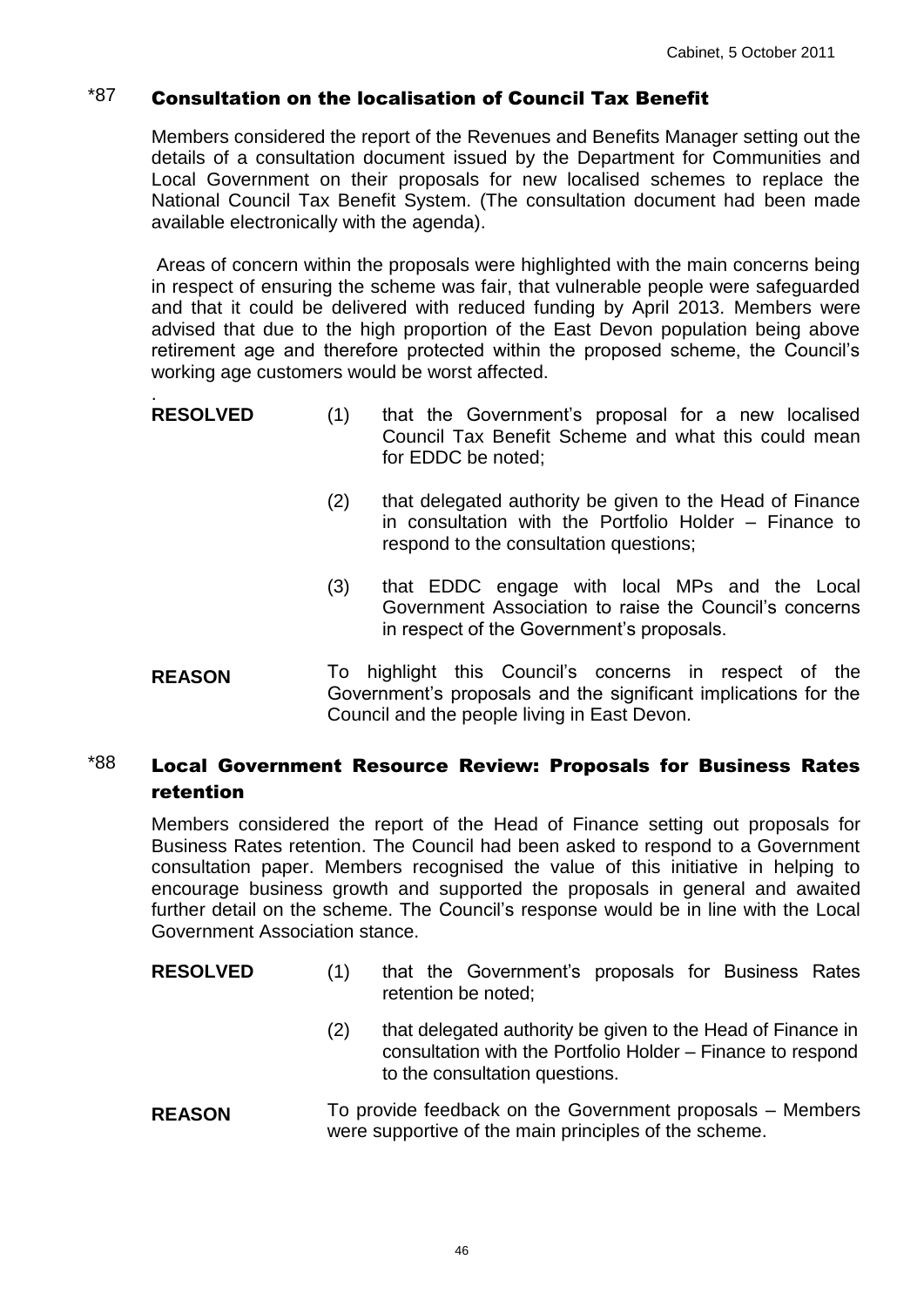## *87 Consultation on the localisation of Council Tax Benefit

Members considered the report of the Revenues and Benefits Manager setting out the details of a consultation document issued by the Department for Communities and Local Government on their proposals for new localised schemes to replace the National Council Tax Benefit System. (The consultation document had been made available electronically with the agenda).

Areas of concern within the proposals were highlighted with the main concerns being in respect of ensuring the scheme was fair, that vulnerable people were safeguarded and that it could be delivered with reduced funding by April 2013. Members were advised that due to the high proportion of the East Devon population being above retirement age and therefore protected within the proposed scheme, the Council's working age customers would be worst affected.

.

**RESOLVED**

(1) that the Government's proposal for a new localised Council Tax Benefit Scheme and what this could mean for EDDC be noted;

(2) that delegated authority be given to the Head of Finance in consultation with the Portfolio Holder – Finance to respond to the consultation questions;

(3) that EDDC engage with local MPs and the Local Government Association to raise the Council's concerns in respect of the Government's proposals.

**REASON**

To highlight this Council's concerns in respect of the Government's proposals and the significant implications for the Council and the people living in East Devon.

## *88 Local Government Resource Review: Proposals for Business Rates retention

Members considered the report of the Head of Finance setting out proposals for Business Rates retention. The Council had been asked to respond to a Government consultation paper. Members recognised the value of this initiative in helping to encourage business growth and supported the proposals in general and awaited further detail on the scheme. The Council's response would be in line with the Local Government Association stance.

**RESOLVED**

(1) that the Government's proposals for Business Rates retention be noted;

(2) that delegated authority be given to the Head of Finance in consultation with the Portfolio Holder – Finance to respond to the consultation questions.

**REASON**

To provide feedback on the Government proposals – Members were supportive of the main principles of the scheme.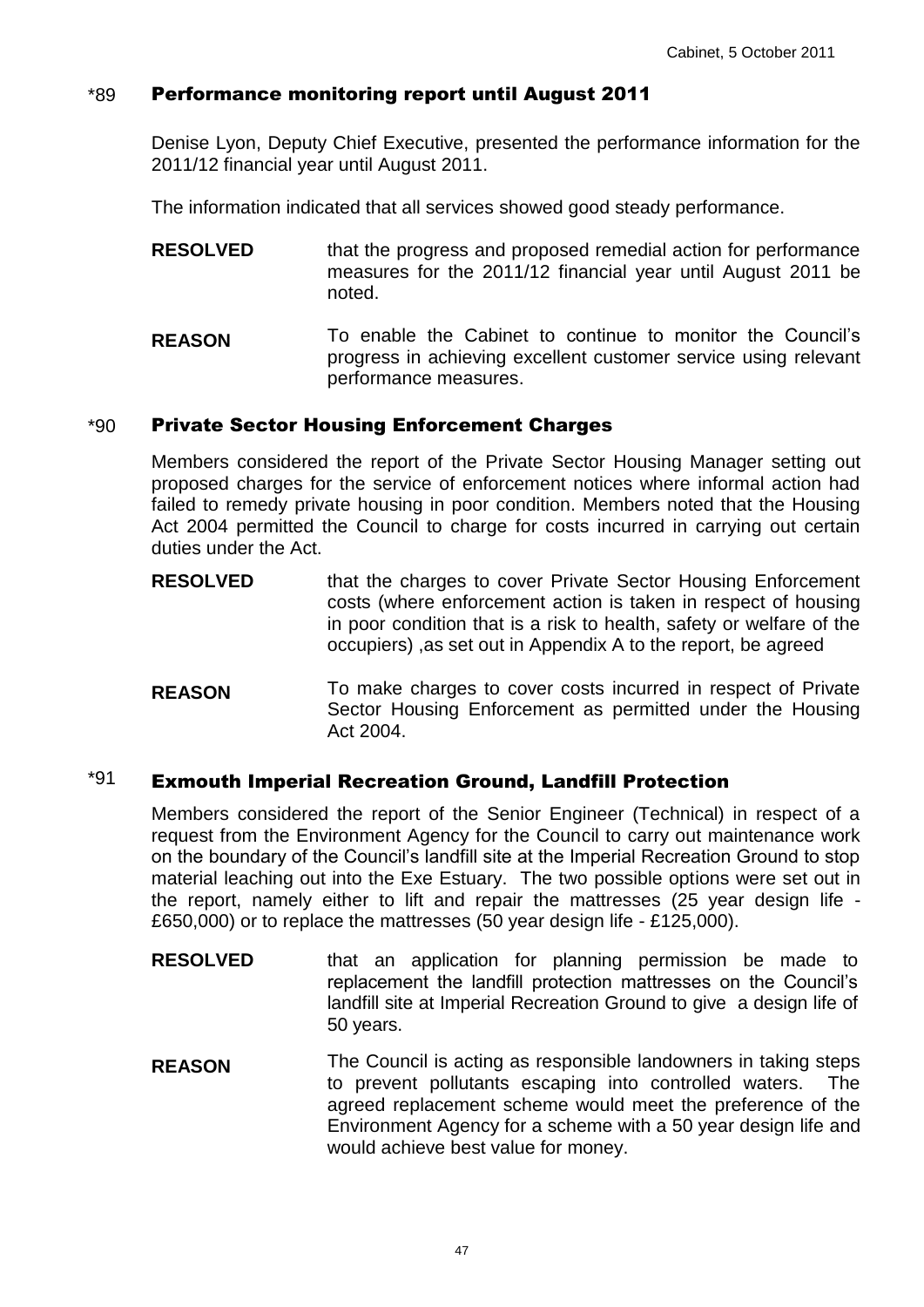## *89 Performance monitoring report until August 2011

Denise Lyon, Deputy Chief Executive, presented the performance information for the 2011/12 financial year until August 2011.

The information indicated that all services showed good steady performance.

**RESOLVED** that the progress and proposed remedial action for performance measures for the 2011/12 financial year until August 2011 be noted.

**REASON** To enable the Cabinet to continue to monitor the Council's progress in achieving excellent customer service using relevant performance measures.

## *90 Private Sector Housing Enforcement Charges

Members considered the report of the Private Sector Housing Manager setting out proposed charges for the service of enforcement notices where informal action had failed to remedy private housing in poor condition. Members noted that the Housing Act 2004 permitted the Council to charge for costs incurred in carrying out certain duties under the Act.

**RESOLVED** that the charges to cover Private Sector Housing Enforcement costs (where enforcement action is taken in respect of housing in poor condition that is a risk to health, safety or welfare of the occupiers) ,as set out in Appendix A to the report, be agreed

**REASON** To make charges to cover costs incurred in respect of Private Sector Housing Enforcement as permitted under the Housing Act 2004.

## *91 Exmouth Imperial Recreation Ground, Landfill Protection

Members considered the report of the Senior Engineer (Technical) in respect of a request from the Environment Agency for the Council to carry out maintenance work on the boundary of the Council's landfill site at the Imperial Recreation Ground to stop material leaching out into the Exe Estuary. The two possible options were set out in the report, namely either to lift and repair the mattresses (25 year design life - £650,000) or to replace the mattresses (50 year design life - £125,000).

**RESOLVED** that an application for planning permission be made to replacement the landfill protection mattresses on the Council's landfill site at Imperial Recreation Ground to give a design life of 50 years.

**REASON** The Council is acting as responsible landowners in taking steps to prevent pollutants escaping into controlled waters. The agreed replacement scheme would meet the preference of the Environment Agency for a scheme with a 50 year design life and would achieve best value for money.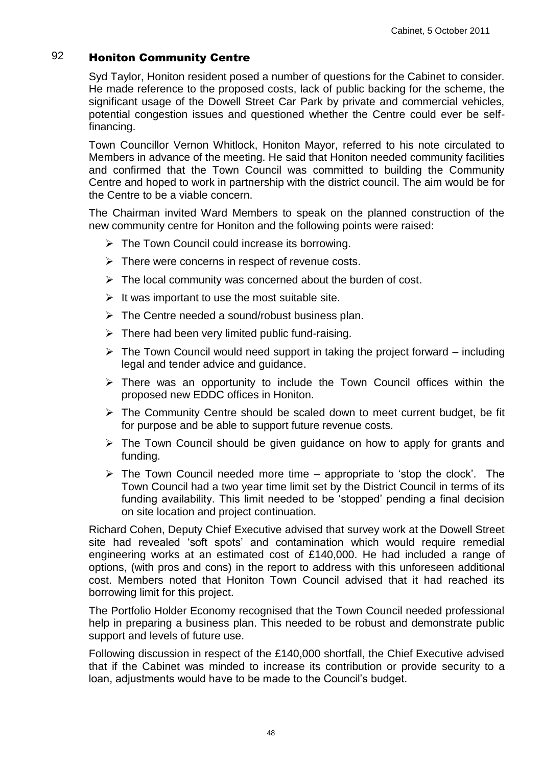## 92 Honiton Community Centre

Syd Taylor, Honiton resident posed a number of questions for the Cabinet to consider. He made reference to the proposed costs, lack of public backing for the scheme, the significant usage of the Dowell Street Car Park by private and commercial vehicles, potential congestion issues and questioned whether the Centre could ever be self-financing.

Town Councillor Vernon Whitlock, Honiton Mayor, referred to his note circulated to Members in advance of the meeting. He said that Honiton needed community facilities and confirmed that the Town Council was committed to building the Community Centre and hoped to work in partnership with the district council. The aim would be for the Centre to be a viable concern.

The Chairman invited Ward Members to speak on the planned construction of the new community centre for Honiton and the following points were raised:

- The Town Council could increase its borrowing.
- There were concerns in respect of revenue costs.
- The local community was concerned about the burden of cost.
- It was important to use the most suitable site.
- The Centre needed a sound/robust business plan.
- There had been very limited public fund-raising.
- The Town Council would need support in taking the project forward – including legal and tender advice and guidance.
- There was an opportunity to include the Town Council offices within the proposed new EDDC offices in Honiton.
- The Community Centre should be scaled down to meet current budget, be fit for purpose and be able to support future revenue costs.
- The Town Council should be given guidance on how to apply for grants and funding.
- The Town Council needed more time – appropriate to 'stop the clock'. The Town Council had a two year time limit set by the District Council in terms of its funding availability. This limit needed to be 'stopped' pending a final decision on site location and project continuation.

Richard Cohen, Deputy Chief Executive advised that survey work at the Dowell Street site had revealed 'soft spots' and contamination which would require remedial engineering works at an estimated cost of £140,000. He had included a range of options, (with pros and cons) in the report to address with this unforeseen additional cost. Members noted that Honiton Town Council advised that it had reached its borrowing limit for this project.

The Portfolio Holder Economy recognised that the Town Council needed professional help in preparing a business plan. This needed to be robust and demonstrate public support and levels of future use.

Following discussion in respect of the £140,000 shortfall, the Chief Executive advised that if the Cabinet was minded to increase its contribution or provide security to a loan, adjustments would have to be made to the Council's budget.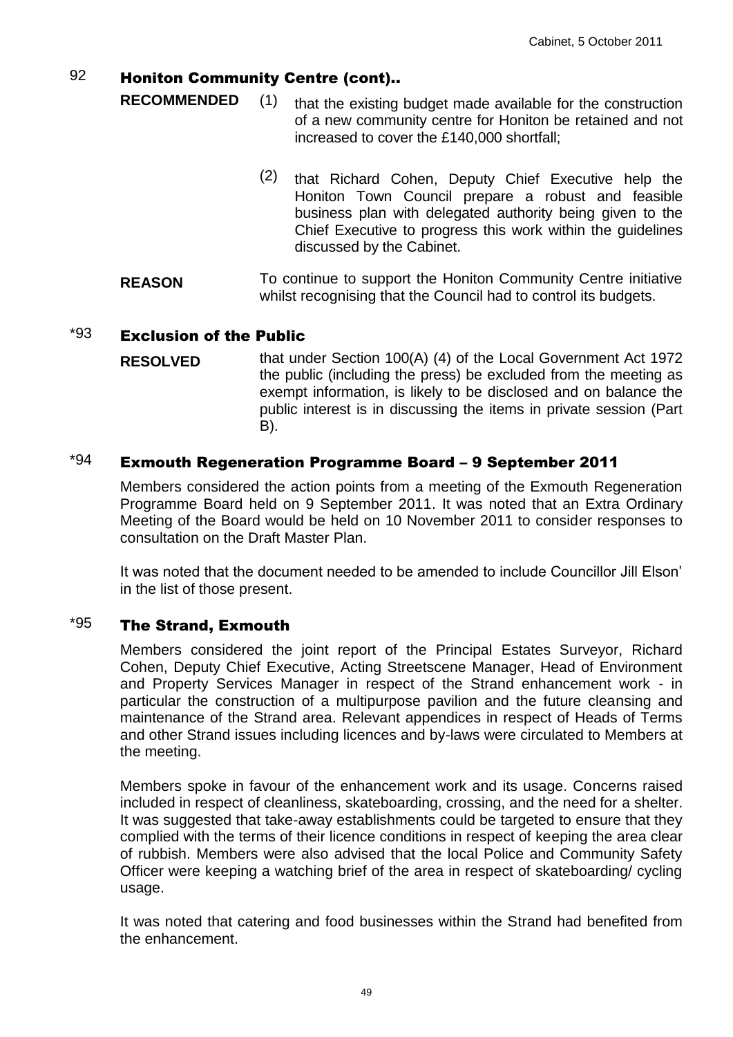## 92 Honiton Community Centre (cont)..

**RECOMMENDED** (1) that the existing budget made available for the construction of a new community centre for Honiton be retained and not increased to cover the £140,000 shortfall;

(2) that Richard Cohen, Deputy Chief Executive help the Honiton Town Council prepare a robust and feasible business plan with delegated authority being given to the Chief Executive to progress this work within the guidelines discussed by the Cabinet.

**REASON** To continue to support the Honiton Community Centre initiative whilst recognising that the Council had to control its budgets.

## *93 Exclusion of the Public

**RESOLVED** that under Section 100(A) (4) of the Local Government Act 1972 the public (including the press) be excluded from the meeting as exempt information, is likely to be disclosed and on balance the public interest is in discussing the items in private session (Part B).

## *94 Exmouth Regeneration Programme Board – 9 September 2011

Members considered the action points from a meeting of the Exmouth Regeneration Programme Board held on 9 September 2011. It was noted that an Extra Ordinary Meeting of the Board would be held on 10 November 2011 to consider responses to consultation on the Draft Master Plan.

It was noted that the document needed to be amended to include Councillor Jill Elson' in the list of those present.

## *95 The Strand, Exmouth

Members considered the joint report of the Principal Estates Surveyor, Richard Cohen, Deputy Chief Executive, Acting Streetscene Manager, Head of Environment and Property Services Manager in respect of the Strand enhancement work - in particular the construction of a multipurpose pavilion and the future cleansing and maintenance of the Strand area. Relevant appendices in respect of Heads of Terms and other Strand issues including licences and by-laws were circulated to Members at the meeting.

Members spoke in favour of the enhancement work and its usage. Concerns raised included in respect of cleanliness, skateboarding, crossing, and the need for a shelter. It was suggested that take-away establishments could be targeted to ensure that they complied with the terms of their licence conditions in respect of keeping the area clear of rubbish. Members were also advised that the local Police and Community Safety Officer were keeping a watching brief of the area in respect of skateboarding/ cycling usage.

It was noted that catering and food businesses within the Strand had benefited from the enhancement.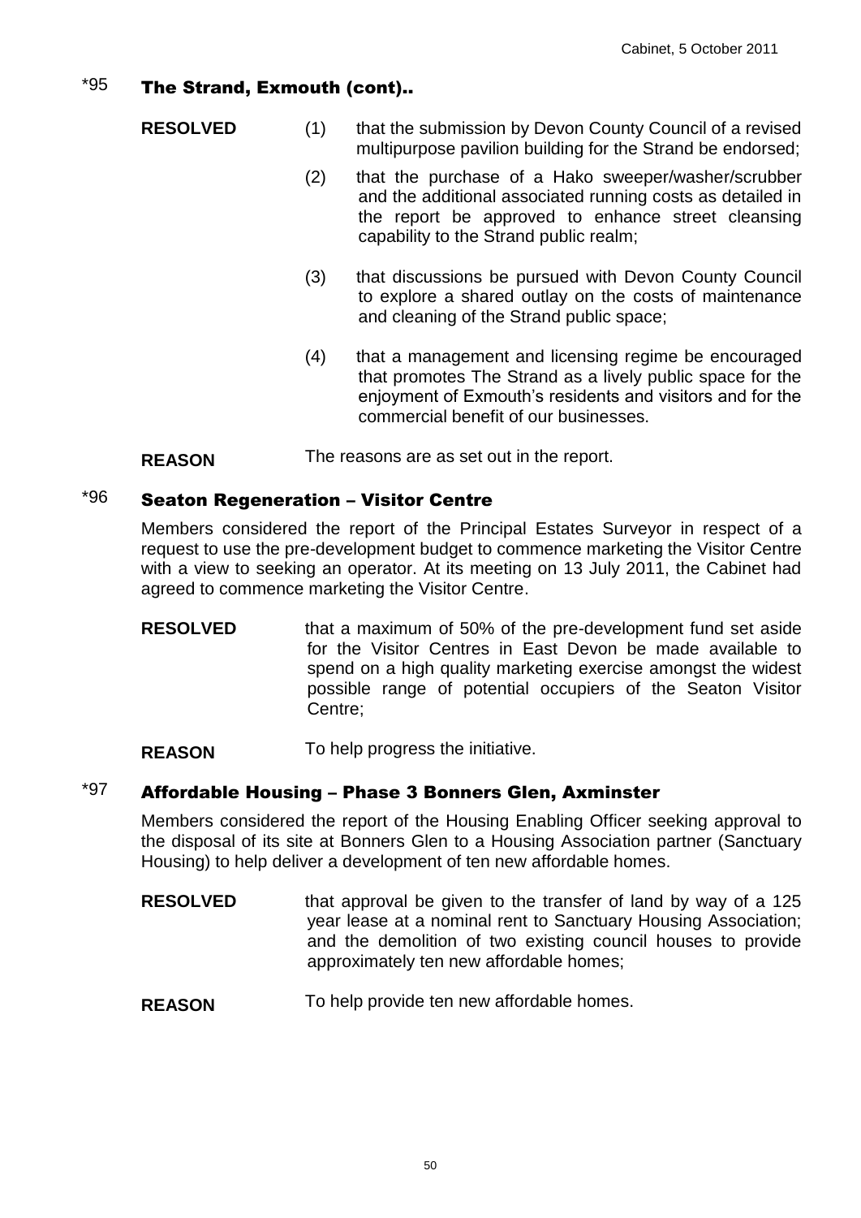## *95 The Strand, Exmouth (cont)..

**RESOLVED**

(1) that the submission by Devon County Council of a revised multipurpose pavilion building for the Strand be endorsed;

(2) that the purchase of a Hako sweeper/washer/scrubber and the additional associated running costs as detailed in the report be approved to enhance street cleansing capability to the Strand public realm;

(3) that discussions be pursued with Devon County Council to explore a shared outlay on the costs of maintenance and cleaning of the Strand public space;

(4) that a management and licensing regime be encouraged that promotes The Strand as a lively public space for the enjoyment of Exmouth's residents and visitors and for the commercial benefit of our businesses.

**REASON** The reasons are as set out in the report.

## *96 Seaton Regeneration – Visitor Centre

Members considered the report of the Principal Estates Surveyor in respect of a request to use the pre-development budget to commence marketing the Visitor Centre with a view to seeking an operator. At its meeting on 13 July 2011, the Cabinet had agreed to commence marketing the Visitor Centre.

**RESOLVED** that a maximum of 50% of the pre-development fund set aside for the Visitor Centres in East Devon be made available to spend on a high quality marketing exercise amongst the widest possible range of potential occupiers of the Seaton Visitor Centre;

**REASON** To help progress the initiative.

## *97 Affordable Housing – Phase 3 Bonners Glen, Axminster

Members considered the report of the Housing Enabling Officer seeking approval to the disposal of its site at Bonners Glen to a Housing Association partner (Sanctuary Housing) to help deliver a development of ten new affordable homes.

**RESOLVED** that approval be given to the transfer of land by way of a 125 year lease at a nominal rent to Sanctuary Housing Association; and the demolition of two existing council houses to provide approximately ten new affordable homes;

**REASON** To help provide ten new affordable homes.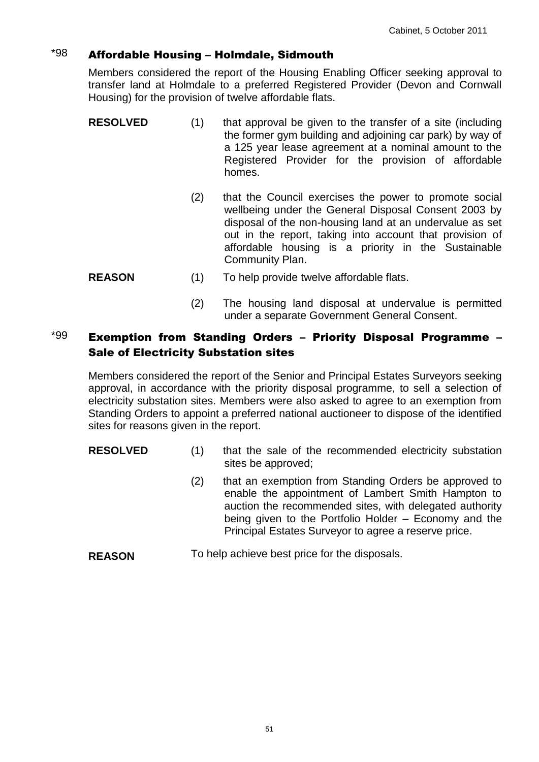## *98 Affordable Housing – Holmdale, Sidmouth

Members considered the report of the Housing Enabling Officer seeking approval to transfer land at Holmdale to a preferred Registered Provider (Devon and Cornwall Housing) for the provision of twelve affordable flats.

**RESOLVED**

(1) that approval be given to the transfer of a site (including the former gym building and adjoining car park) by way of a 125 year lease agreement at a nominal amount to the Registered Provider for the provision of affordable homes.

(2) that the Council exercises the power to promote social wellbeing under the General Disposal Consent 2003 by disposal of the non-housing land at an undervalue as set out in the report, taking into account that provision of affordable housing is a priority in the Sustainable Community Plan.

**REASON**

(1) To help provide twelve affordable flats.

(2) The housing land disposal at undervalue is permitted under a separate Government General Consent.

## *99 Exemption from Standing Orders – Priority Disposal Programme – Sale of Electricity Substation sites

Members considered the report of the Senior and Principal Estates Surveyors seeking approval, in accordance with the priority disposal programme, to sell a selection of electricity substation sites. Members were also asked to agree to an exemption from Standing Orders to appoint a preferred national auctioneer to dispose of the identified sites for reasons given in the report.

**RESOLVED**

(1) that the sale of the recommended electricity substation sites be approved;

(2) that an exemption from Standing Orders be approved to enable the appointment of Lambert Smith Hampton to auction the recommended sites, with delegated authority being given to the Portfolio Holder – Economy and the Principal Estates Surveyor to agree a reserve price.

**REASON** To help achieve best price for the disposals.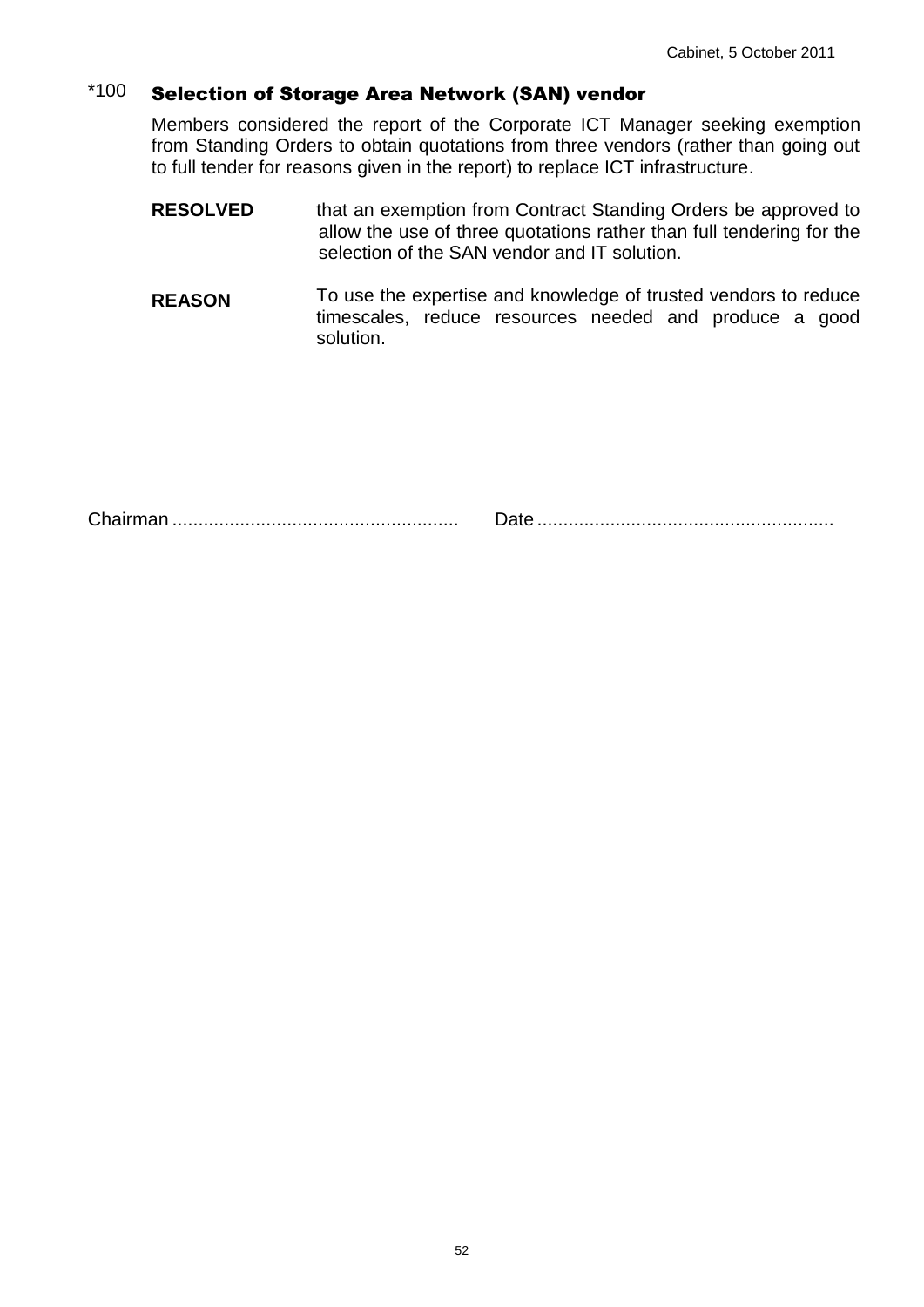## *100 Selection of Storage Area Network (SAN) vendor

Members considered the report of the Corporate ICT Manager seeking exemption from Standing Orders to obtain quotations from three vendors (rather than going out to full tender for reasons given in the report) to replace ICT infrastructure.

**RESOLVED** that an exemption from Contract Standing Orders be approved to allow the use of three quotations rather than full tendering for the selection of the SAN vendor and IT solution.

**REASON** To use the expertise and knowledge of trusted vendors to reduce timescales, reduce resources needed and produce a good solution.

Chairman ...................................................... Date ........................................................